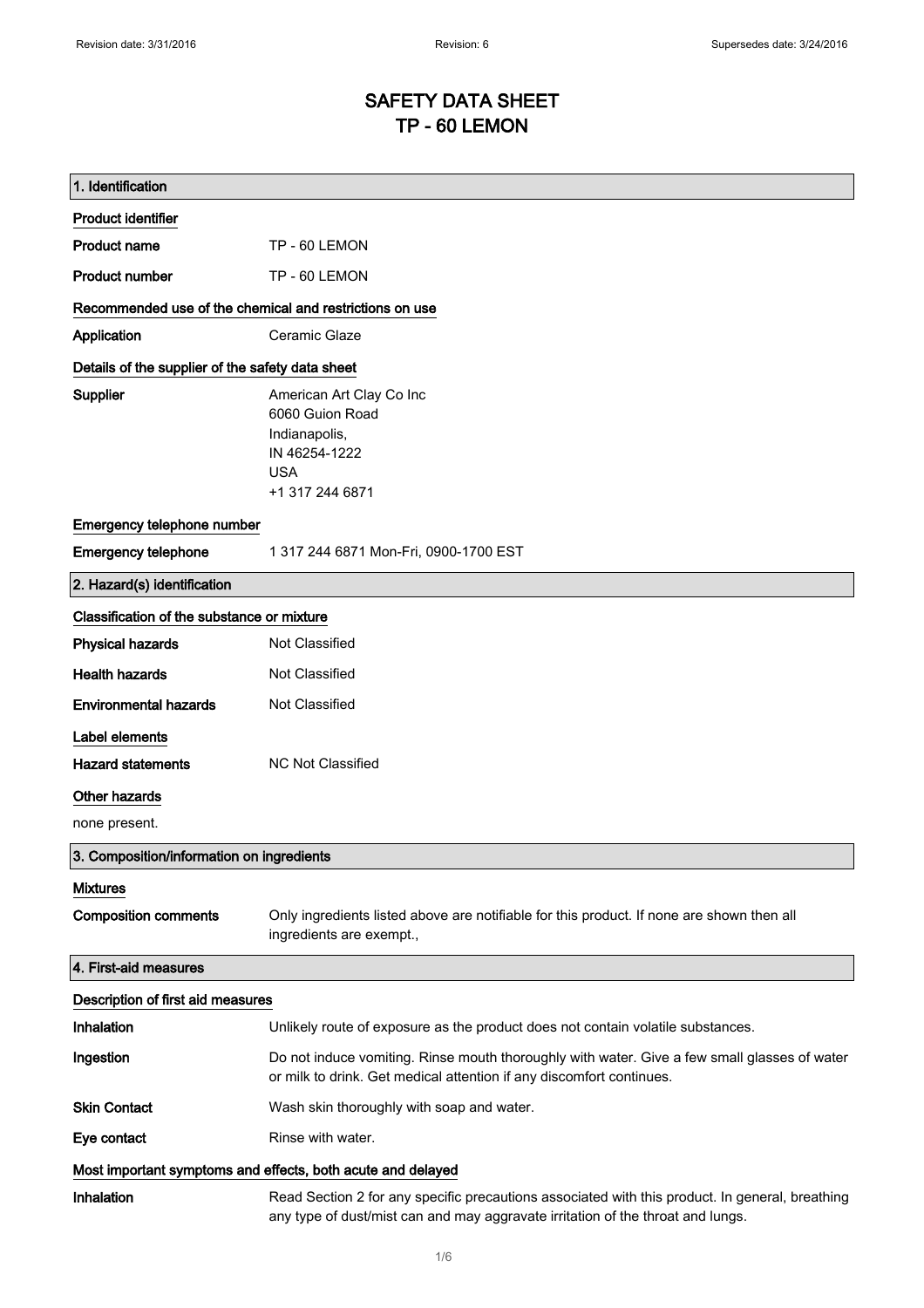# SAFETY DATA SHEET
# TP - 60 LEMON

## 1. Identification

### Product identifier

**Product name** TP - 60 LEMON

**Product number** TP - 60 LEMON

### Recommended use of the chemical and restrictions on use

**Application** Ceramic Glaze

### Details of the supplier of the safety data sheet

**Supplier**
American Art Clay Co Inc
6060 Guion Road
Indianapolis,
IN 46254-1222
USA
+1 317 244 6871

### Emergency telephone number

**Emergency telephone** 1 317 244 6871 Mon-Fri, 0900-1700 EST

## 2. Hazard(s) identification

### Classification of the substance or mixture

**Physical hazards** Not Classified

**Health hazards** Not Classified

**Environmental hazards** Not Classified

### Label elements

**Hazard statements** NC Not Classified

### Other hazards

none present.

## 3. Composition/information on ingredients

### Mixtures

**Composition comments** Only ingredients listed above are notifiable for this product. If none are shown then all ingredients are exempt.,

## 4. First-aid measures

### Description of first aid measures

**Inhalation** Unlikely route of exposure as the product does not contain volatile substances.

**Ingestion** Do not induce vomiting. Rinse mouth thoroughly with water. Give a few small glasses of water or milk to drink. Get medical attention if any discomfort continues.

**Skin Contact** Wash skin thoroughly with soap and water.

**Eye contact** Rinse with water.

### Most important symptoms and effects, both acute and delayed

**Inhalation** Read Section 2 for any specific precautions associated with this product. In general, breathing any type of dust/mist can and may aggravate irritation of the throat and lungs.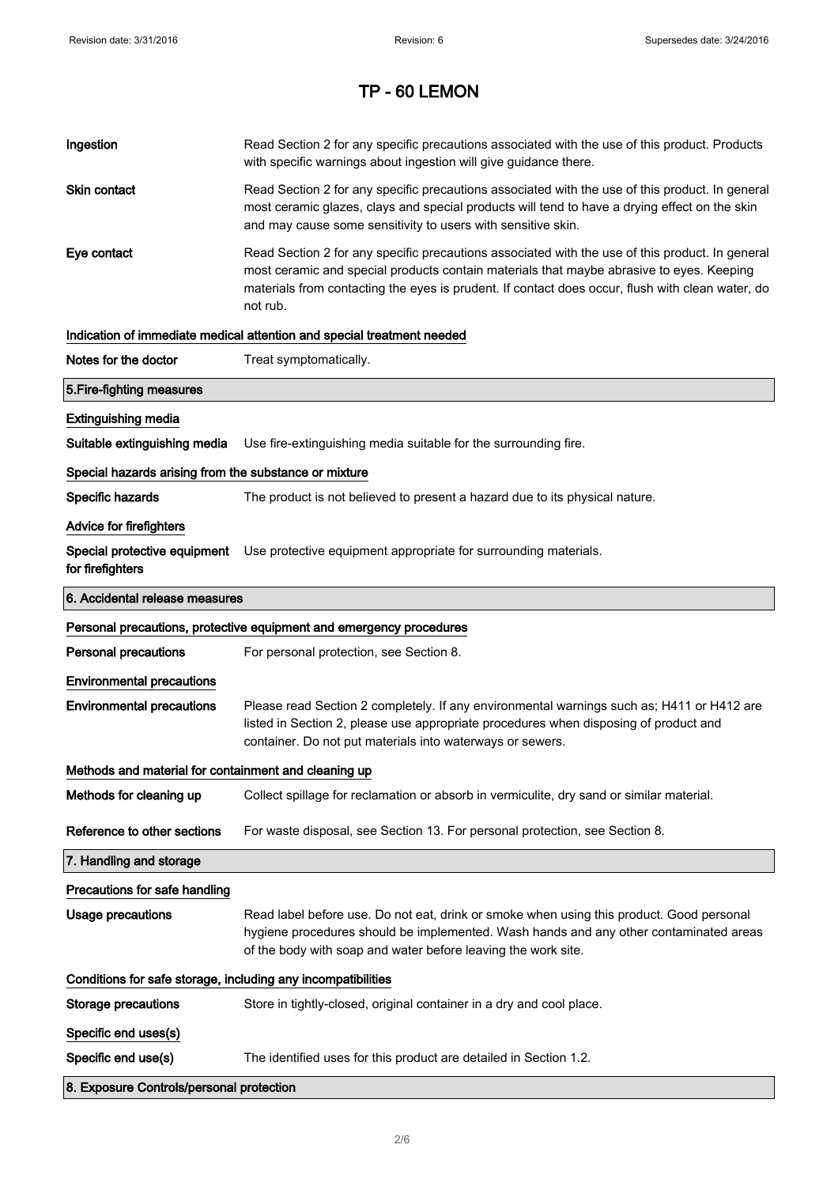**Ingestion** Read Section 2 for any specific precautions associated with the use of this product. Products with specific warnings about ingestion will give guidance there.

**Skin contact** Read Section 2 for any specific precautions associated with the use of this product. In general most ceramic glazes, clays and special products will tend to have a drying effect on the skin and may cause some sensitivity to users with sensitive skin.

**Eye contact** Read Section 2 for any specific precautions associated with the use of this product. In general most ceramic and special products contain materials that maybe abrasive to eyes. Keeping materials from contacting the eyes is prudent. If contact does occur, flush with clean water, do not rub.

### Indication of immediate medical attention and special treatment needed

**Notes for the doctor** Treat symptomatically.

## 5.Fire-fighting measures

### Extinguishing media

**Suitable extinguishing media** Use fire-extinguishing media suitable for the surrounding fire.

### Special hazards arising from the substance or mixture

**Specific hazards** The product is not believed to present a hazard due to its physical nature.

### Advice for firefighters

**Special protective equipment for firefighters** Use protective equipment appropriate for surrounding materials.

## 6. Accidental release measures

### Personal precautions, protective equipment and emergency procedures

**Personal precautions** For personal protection, see Section 8.

### Environmental precautions

**Environmental precautions** Please read Section 2 completely. If any environmental warnings such as; H411 or H412 are listed in Section 2, please use appropriate procedures when disposing of product and container. Do not put materials into waterways or sewers.

### Methods and material for containment and cleaning up

**Methods for cleaning up** Collect spillage for reclamation or absorb in vermiculite, dry sand or similar material.

**Reference to other sections** For waste disposal, see Section 13. For personal protection, see Section 8.

## 7. Handling and storage

### Precautions for safe handling

**Usage precautions** Read label before use. Do not eat, drink or smoke when using this product. Good personal hygiene procedures should be implemented. Wash hands and any other contaminated areas of the body with soap and water before leaving the work site.

### Conditions for safe storage, including any incompatibilities

**Storage precautions** Store in tightly-closed, original container in a dry and cool place.

### Specific end uses(s)

**Specific end use(s)** The identified uses for this product are detailed in Section 1.2.

## 8. Exposure Controls/personal protection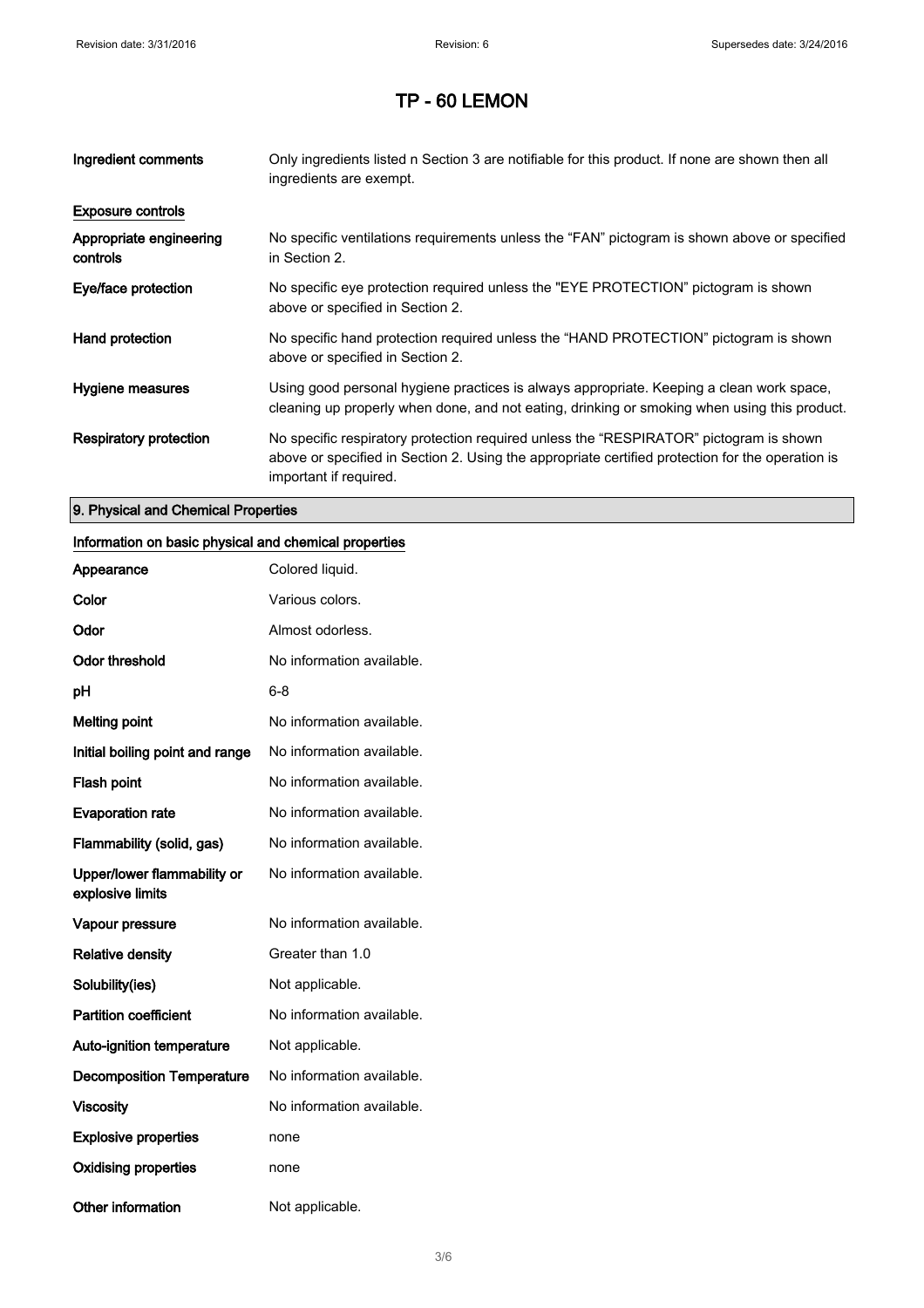# TP - 60 LEMON

**Ingredient comments**: Only ingredients listed n Section 3 are notifiable for this product. If none are shown then all ingredients are exempt.

**Exposure controls**

**Appropriate engineering controls**: No specific ventilations requirements unless the “FAN” pictogram is shown above or specified in Section 2.

**Eye/face protection**: No specific eye protection required unless the "EYE PROTECTION" pictogram is shown above or specified in Section 2.

**Hand protection**: No specific hand protection required unless the “HAND PROTECTION” pictogram is shown above or specified in Section 2.

**Hygiene measures**: Using good personal hygiene practices is always appropriate. Keeping a clean work space, cleaning up properly when done, and not eating, drinking or smoking when using this product.

**Respiratory protection**: No specific respiratory protection required unless the “RESPIRATOR” pictogram is shown above or specified in Section 2. Using the appropriate certified protection for the operation is important if required.

## 9. Physical and Chemical Properties

**Information on basic physical and chemical properties**

| | |
|---|---|
| **Appearance** | Colored liquid. |
| **Color** | Various colors. |
| **Odor** | Almost odorless. |
| **Odor threshold** | No information available. |
| **pH** | 6-8 |
| **Melting point** | No information available. |
| **Initial boiling point and range** | No information available. |
| **Flash point** | No information available. |
| **Evaporation rate** | No information available. |
| **Flammability (solid, gas)** | No information available. |
| **Upper/lower flammability or explosive limits** | No information available. |
| **Vapour pressure** | No information available. |
| **Relative density** | Greater than 1.0 |
| **Solubility(ies)** | Not applicable. |
| **Partition coefficient** | No information available. |
| **Auto-ignition temperature** | Not applicable. |
| **Decomposition Temperature** | No information available. |
| **Viscosity** | No information available. |
| **Explosive properties** | none |
| **Oxidising properties** | none |
| **Other information** | Not applicable. |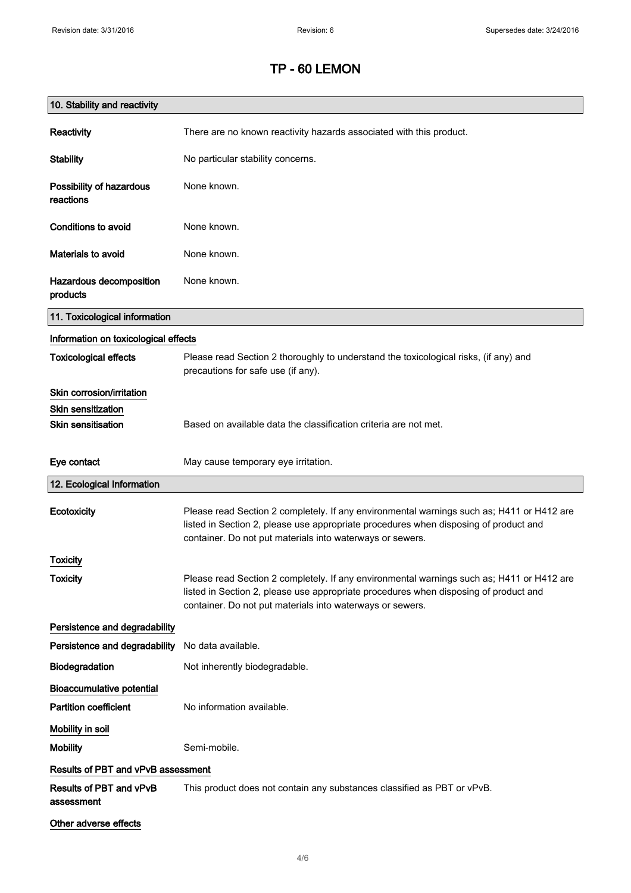# TP - 60 LEMON

## 10. Stability and reactivity

| | |
|---|---|
| **Reactivity** | There are no known reactivity hazards associated with this product. |
| **Stability** | No particular stability concerns. |
| **Possibility of hazardous reactions** | None known. |
| **Conditions to avoid** | None known. |
| **Materials to avoid** | None known. |
| **Hazardous decomposition products** | None known. |

## 11. Toxicological information

### Information on toxicological effects

| | |
|---|---|
| **Toxicological effects** | Please read Section 2 thoroughly to understand the toxicological risks, (if any) and precautions for safe use (if any). |

### Skin corrosion/irritation

### Skin sensitization

| | |
|---|---|
| **Skin sensitisation** | Based on available data the classification criteria are not met. |
| **Eye contact** | May cause temporary eye irritation. |

## 12. Ecological Information

| | |
|---|---|
| **Ecotoxicity** | Please read Section 2 completely. If any environmental warnings such as; H411 or H412 are listed in Section 2, please use appropriate procedures when disposing of product and container. Do not put materials into waterways or sewers. |

### Toxicity

| | |
|---|---|
| **Toxicity** | Please read Section 2 completely. If any environmental warnings such as; H411 or H412 are listed in Section 2, please use appropriate procedures when disposing of product and container. Do not put materials into waterways or sewers. |

### Persistence and degradability

| | |
|---|---|
| **Persistence and degradability** | No data available. |
| **Biodegradation** | Not inherently biodegradable. |

### Bioaccumulative potential

| | |
|---|---|
| **Partition coefficient** | No information available. |

### Mobility in soil

| | |
|---|---|
| **Mobility** | Semi-mobile. |

### Results of PBT and vPvB assessment

| | |
|---|---|
| **Results of PBT and vPvB assessment** | This product does not contain any substances classified as PBT or vPvB. |

### Other adverse effects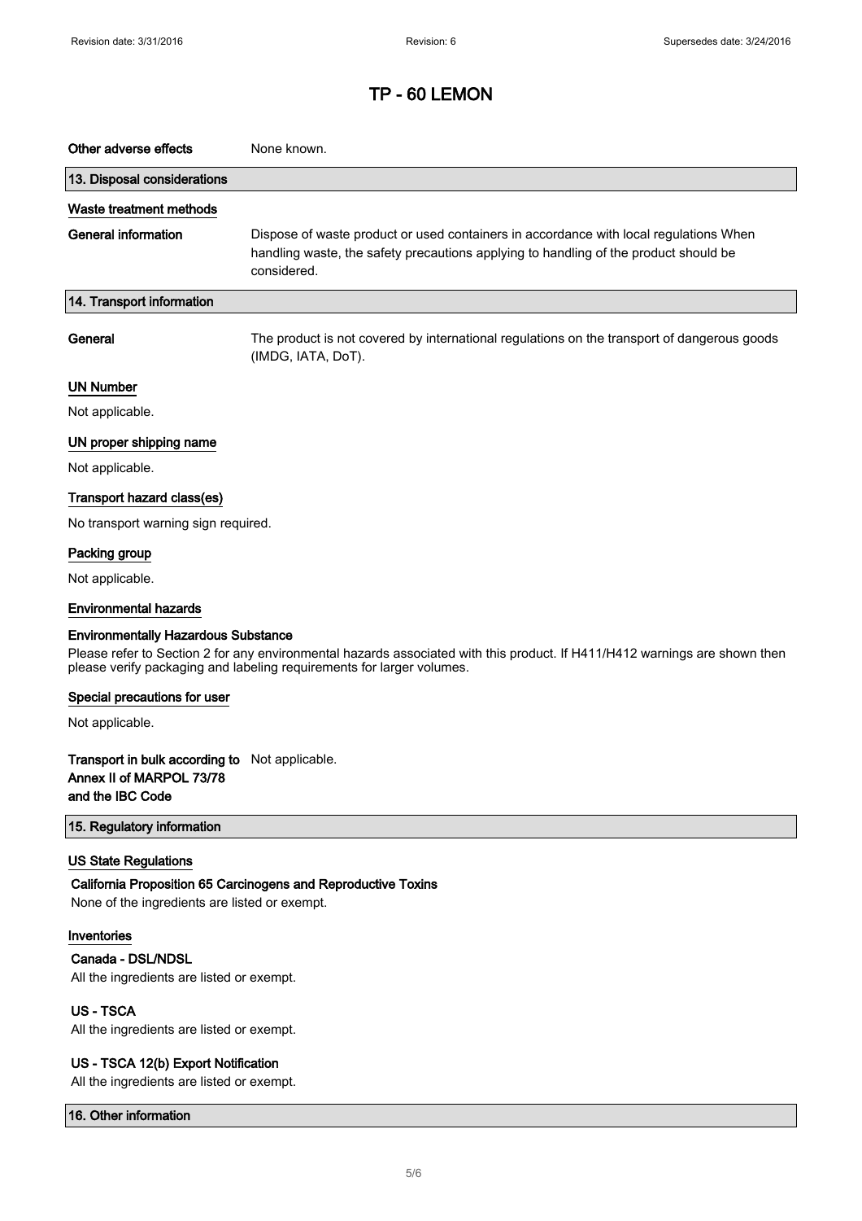# TP - 60 LEMON

**Other adverse effects** None known.

## 13. Disposal considerations

### Waste treatment methods

**General information** Dispose of waste product or used containers in accordance with local regulations When handling waste, the safety precautions applying to handling of the product should be considered.

## 14. Transport information

**General** The product is not covered by international regulations on the transport of dangerous goods (IMDG, IATA, DoT).

### UN Number

Not applicable.

### UN proper shipping name

Not applicable.

### Transport hazard class(es)

No transport warning sign required.

### Packing group

Not applicable.

### Environmental hazards

**Environmentally Hazardous Substance**

Please refer to Section 2 for any environmental hazards associated with this product. If H411/H412 warnings are shown then please verify packaging and labeling requirements for larger volumes.

### Special precautions for user

Not applicable.

**Transport in bulk according to Annex II of MARPOL 73/78 and the IBC Code** Not applicable.

## 15. Regulatory information

### US State Regulations

**California Proposition 65 Carcinogens and Reproductive Toxins**

None of the ingredients are listed or exempt.

### Inventories

**Canada - DSL/NDSL**

All the ingredients are listed or exempt.

**US - TSCA**

All the ingredients are listed or exempt.

**US - TSCA 12(b) Export Notification**

All the ingredients are listed or exempt.

## 16. Other information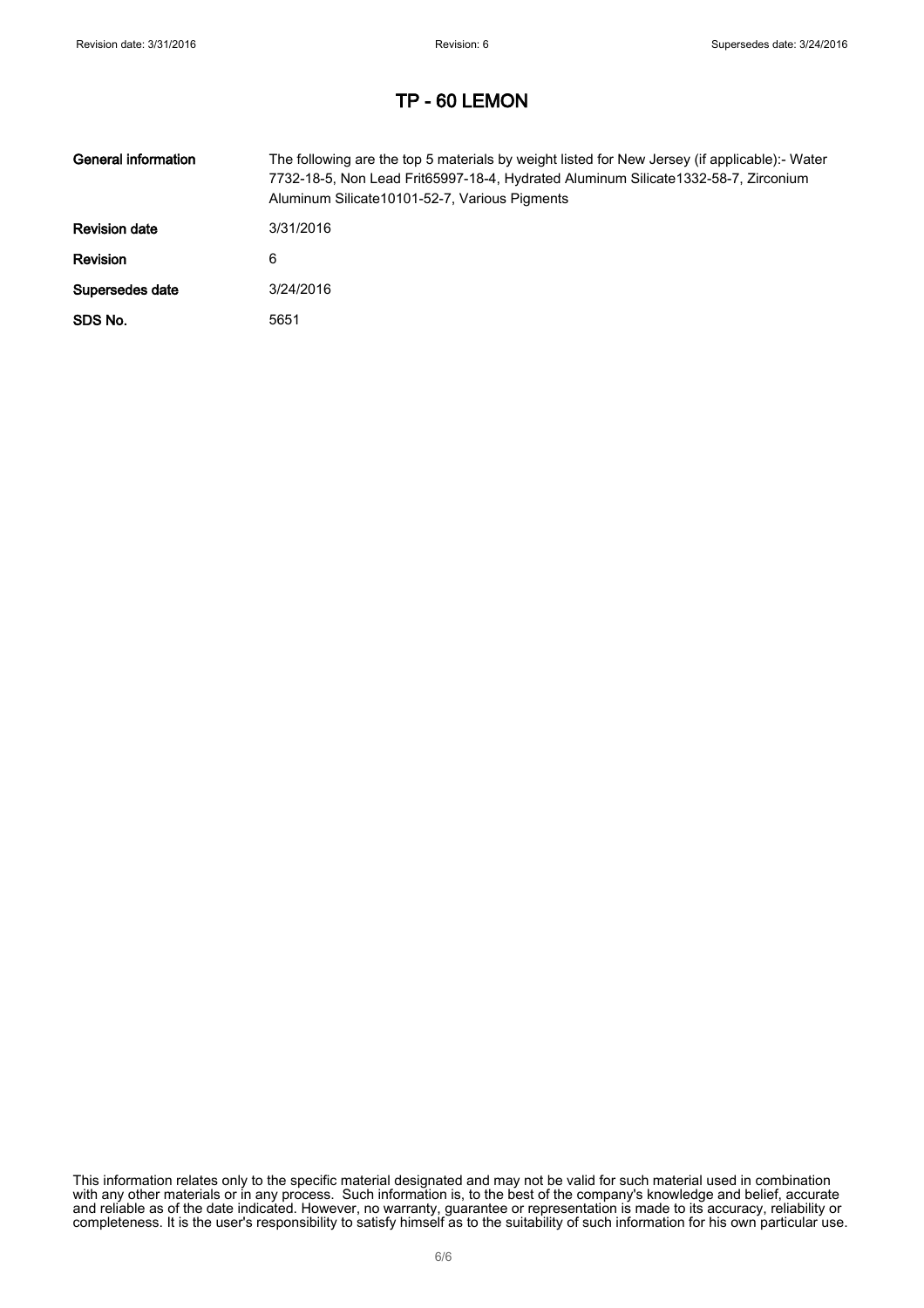# TP - 60 LEMON

| | |
|---|---|
| **General information** | The following are the top 5 materials by weight listed for New Jersey (if applicable):- Water 7732-18-5, Non Lead Frit65997-18-4, Hydrated Aluminum Silicate1332-58-7, Zirconium Aluminum Silicate10101-52-7, Various Pigments |
| **Revision date** | 3/31/2016 |
| **Revision** | 6 |
| **Supersedes date** | 3/24/2016 |
| **SDS No.** | 5651 |

This information relates only to the specific material designated and may not be valid for such material used in combination with any other materials or in any process. Such information is, to the best of the company's knowledge and belief, accurate and reliable as of the date indicated. However, no warranty, guarantee or representation is made to its accuracy, reliability or completeness. It is the user's responsibility to satisfy himself as to the suitability of such information for his own particular use.